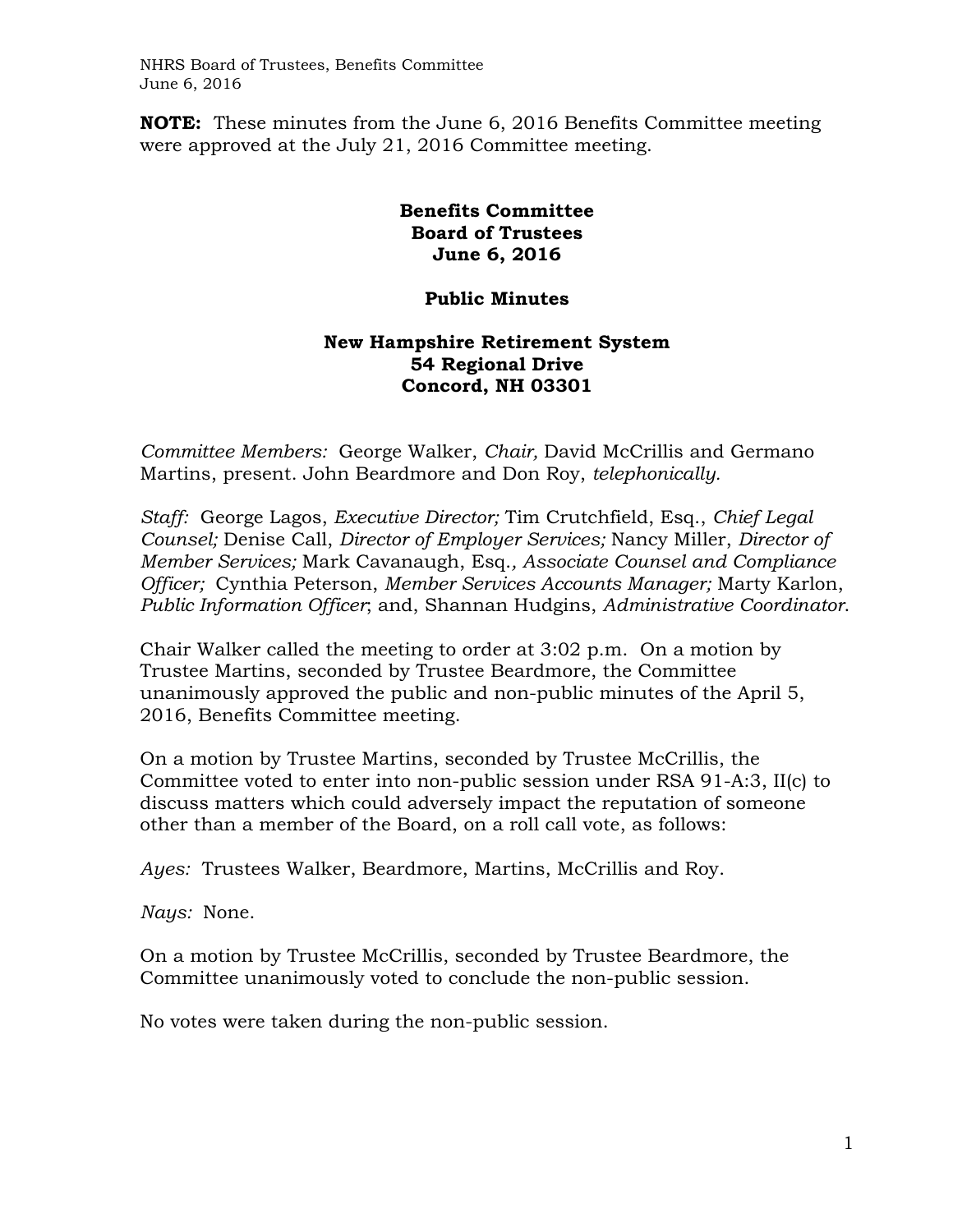**NOTE:** These minutes from the June 6, 2016 Benefits Committee meeting were approved at the July 21, 2016 Committee meeting.

# Benefits Committee
## Board of Trustees
## June 6, 2016

## Public Minutes

## New Hampshire Retirement System
## 54 Regional Drive
## Concord, NH 03301

*Committee Members:* George Walker, *Chair,* David McCrillis and Germano Martins, present. John Beardmore and Don Roy, *telephonically.*

*Staff:* George Lagos, *Executive Director;* Tim Crutchfield, Esq., *Chief Legal Counsel;* Denise Call, *Director of Employer Services;* Nancy Miller, *Director of Member Services;* Mark Cavanaugh, Esq.*, Associate Counsel and Compliance Officer;* Cynthia Peterson, *Member Services Accounts Manager;* Marty Karlon, *Public Information Officer*; and, Shannan Hudgins, *Administrative Coordinator*.

Chair Walker called the meeting to order at 3:02 p.m. On a motion by Trustee Martins, seconded by Trustee Beardmore, the Committee unanimously approved the public and non-public minutes of the April 5, 2016, Benefits Committee meeting.

On a motion by Trustee Martins, seconded by Trustee McCrillis, the Committee voted to enter into non-public session under RSA 91-A:3, II(c) to discuss matters which could adversely impact the reputation of someone other than a member of the Board, on a roll call vote, as follows:

*Ayes:* Trustees Walker, Beardmore, Martins, McCrillis and Roy.

*Nays:* None.

On a motion by Trustee McCrillis, seconded by Trustee Beardmore, the Committee unanimously voted to conclude the non-public session.

No votes were taken during the non-public session.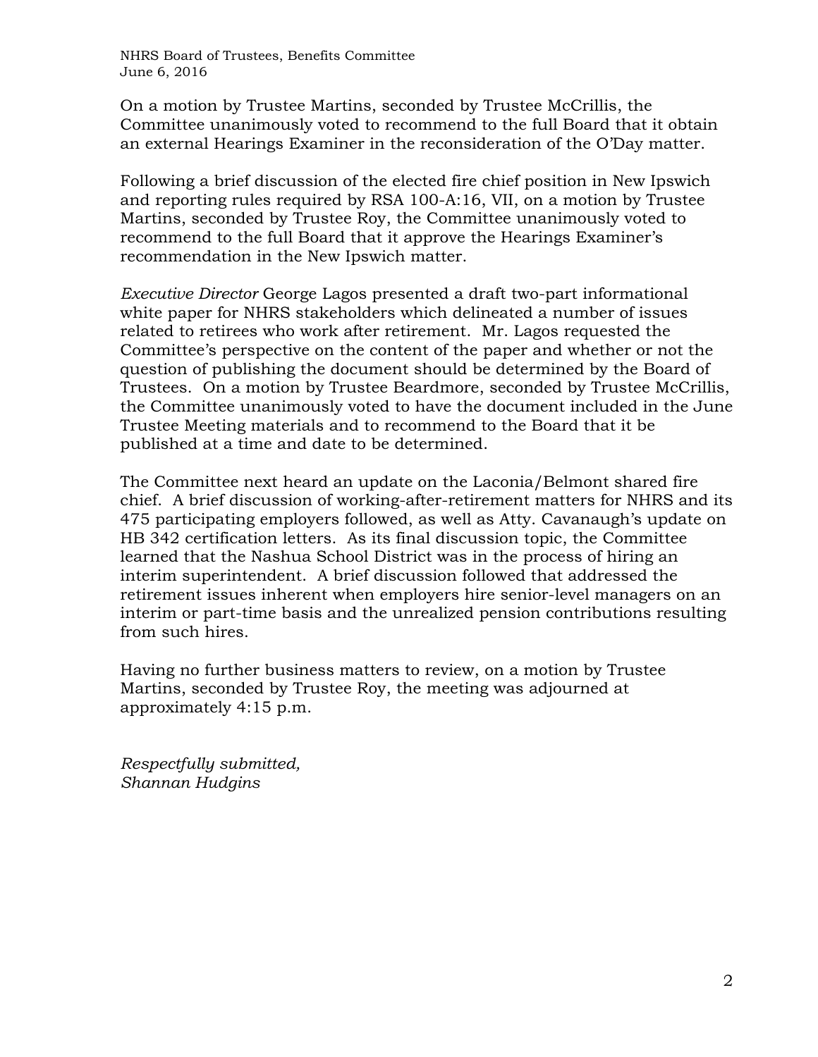On a motion by Trustee Martins, seconded by Trustee McCrillis, the Committee unanimously voted to recommend to the full Board that it obtain an external Hearings Examiner in the reconsideration of the O'Day matter.

Following a brief discussion of the elected fire chief position in New Ipswich and reporting rules required by RSA 100-A:16, VII, on a motion by Trustee Martins, seconded by Trustee Roy, the Committee unanimously voted to recommend to the full Board that it approve the Hearings Examiner's recommendation in the New Ipswich matter.

*Executive Director* George Lagos presented a draft two-part informational white paper for NHRS stakeholders which delineated a number of issues related to retirees who work after retirement. Mr. Lagos requested the Committee's perspective on the content of the paper and whether or not the question of publishing the document should be determined by the Board of Trustees. On a motion by Trustee Beardmore, seconded by Trustee McCrillis, the Committee unanimously voted to have the document included in the June Trustee Meeting materials and to recommend to the Board that it be published at a time and date to be determined.

The Committee next heard an update on the Laconia/Belmont shared fire chief. A brief discussion of working-after-retirement matters for NHRS and its 475 participating employers followed, as well as Atty. Cavanaugh's update on HB 342 certification letters. As its final discussion topic, the Committee learned that the Nashua School District was in the process of hiring an interim superintendent. A brief discussion followed that addressed the retirement issues inherent when employers hire senior-level managers on an interim or part-time basis and the unrealized pension contributions resulting from such hires.

Having no further business matters to review, on a motion by Trustee Martins, seconded by Trustee Roy, the meeting was adjourned at approximately 4:15 p.m.

*Respectfully submitted,*
*Shannan Hudgins*